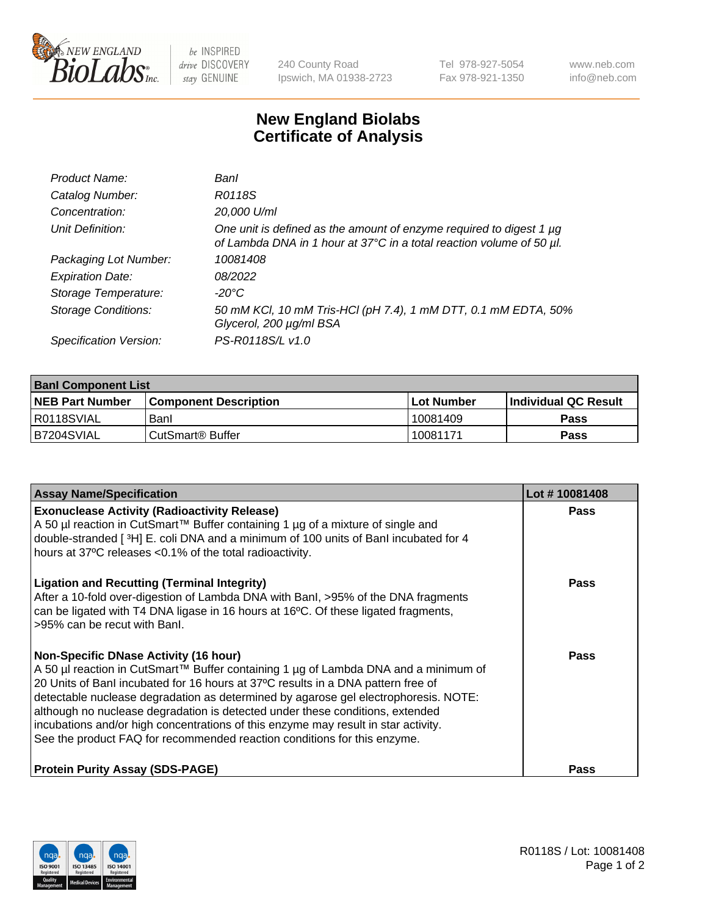New England BioLabs Inc. — be INSPIRED drive DISCOVERY stay GENUINE

240 County Road
Ipswich, MA 01938-2723

Tel 978-927-5054
Fax 978-921-1350

www.neb.com
info@neb.com

# New England Biolabs Certificate of Analysis

| | |
|---|---|
| *Product Name:* | *BanI* |
| *Catalog Number:* | *R0118S* |
| *Concentration:* | *20,000 U/ml* |
| *Unit Definition:* | *One unit is defined as the amount of enzyme required to digest 1 µg of Lambda DNA in 1 hour at 37°C in a total reaction volume of 50 µl.* |
| *Packaging Lot Number:* | *10081408* |
| *Expiration Date:* | *08/2022* |
| *Storage Temperature:* | *-20°C* |
| *Storage Conditions:* | *50 mM KCl, 10 mM Tris-HCl (pH 7.4), 1 mM DTT, 0.1 mM EDTA, 50% Glycerol, 200 µg/ml BSA* |
| *Specification Version:* | *PS-R0118S/L v1.0* |

| BanI Component List | | | |
|---|---|---|---|
| **NEB Part Number** | **Component Description** | **Lot Number** | **Individual QC Result** |
| R0118SVIAL | BanI | 10081409 | **Pass** |
| B7204SVIAL | CutSmart® Buffer | 10081171 | **Pass** |

| Assay Name/Specification | Lot # 10081408 |
|---|---|
| **Exonuclease Activity (Radioactivity Release)**<br>A 50 µl reaction in CutSmart™ Buffer containing 1 µg of a mixture of single and double-stranded [$^3$H] E. coli DNA and a minimum of 100 units of BanI incubated for 4 hours at 37ºC releases <0.1% of the total radioactivity. | **Pass** |
| **Ligation and Recutting (Terminal Integrity)**<br>After a 10-fold over-digestion of Lambda DNA with BanI, >95% of the DNA fragments can be ligated with T4 DNA ligase in 16 hours at 16ºC. Of these ligated fragments, >95% can be recut with BanI. | **Pass** |
| **Non-Specific DNase Activity (16 hour)**<br>A 50 µl reaction in CutSmart™ Buffer containing 1 µg of Lambda DNA and a minimum of 20 Units of BanI incubated for 16 hours at 37ºC results in a DNA pattern free of detectable nuclease degradation as determined by agarose gel electrophoresis. NOTE: although no nuclease degradation is detected under these conditions, extended incubations and/or high concentrations of this enzyme may result in star activity. See the product FAQ for recommended reaction conditions for this enzyme. | **Pass** |
| **Protein Purity Assay (SDS-PAGE)** | **Pass** |

ISO 9001 Registered Quality Management | ISO 13485 Registered Medical Devices | ISO 14001 Registered Environmental Management

R0118S / Lot: 10081408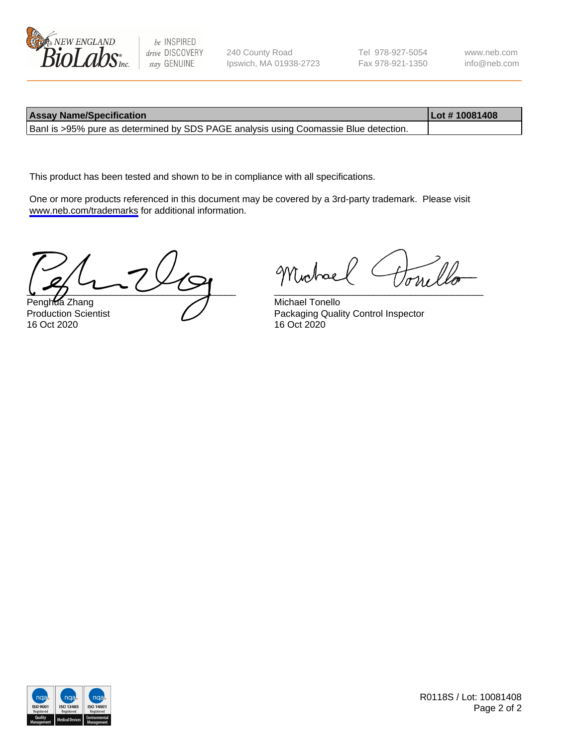| Assay Name/Specification | Lot # 10081408 |
| --- | --- |
| BanI is >95% pure as determined by SDS PAGE analysis using Coomassie Blue detection. | |

This product has been tested and shown to be in compliance with all specifications.

One or more products referenced in this document may be covered by a 3rd-party trademark. Please visit www.neb.com/trademarks for additional information.

Penghua Zhang
Production Scientist
16 Oct 2020

Michael Tonello
Packaging Quality Control Inspector
16 Oct 2020

R0118S / Lot: 10081408